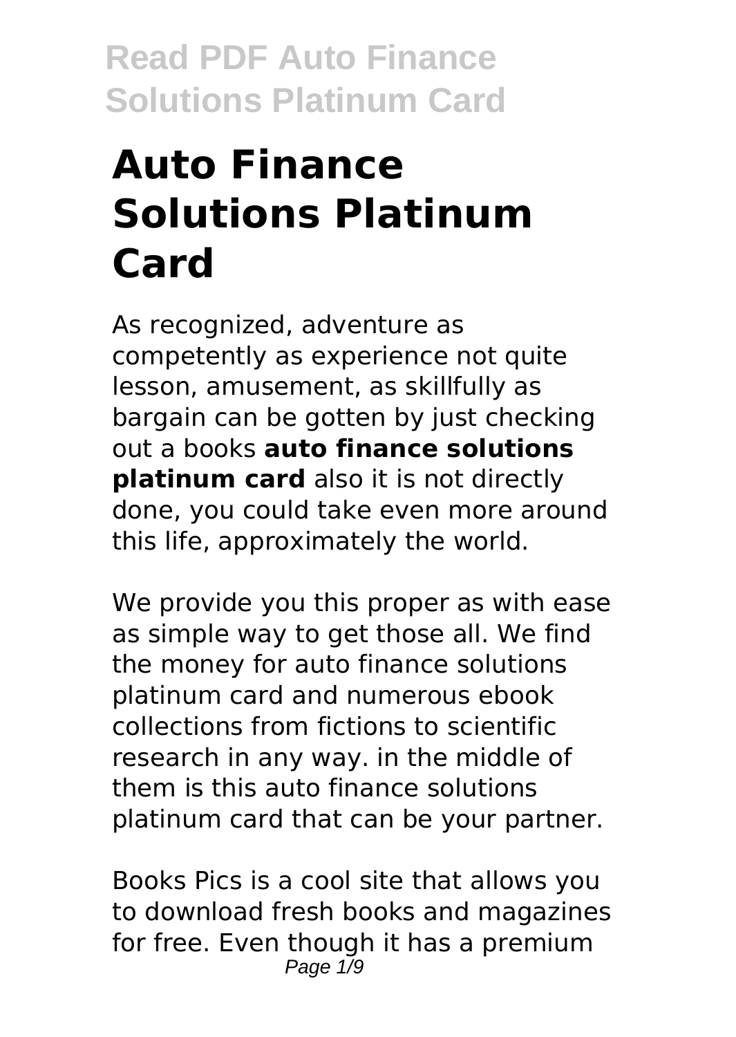# Auto Finance Solutions Platinum Card

As recognized, adventure as competently as experience not quite lesson, amusement, as skillfully as bargain can be gotten by just checking out a books **auto finance solutions platinum card** also it is not directly done, you could take even more around this life, approximately the world.

We provide you this proper as with ease as simple way to get those all. We find the money for auto finance solutions platinum card and numerous ebook collections from fictions to scientific research in any way. in the middle of them is this auto finance solutions platinum card that can be your partner.

Books Pics is a cool site that allows you to download fresh books and magazines for free. Even though it has a premium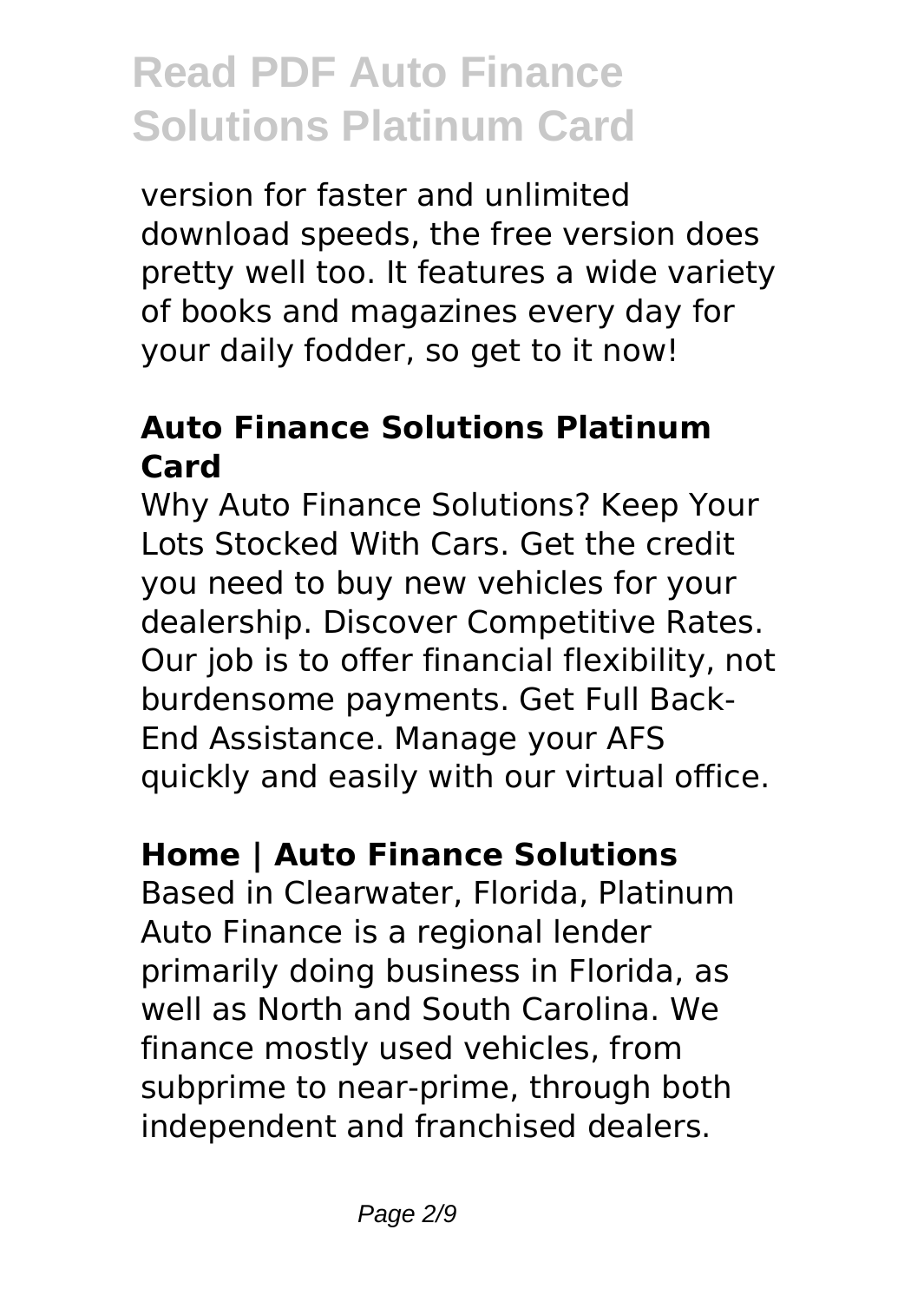version for faster and unlimited download speeds, the free version does pretty well too. It features a wide variety of books and magazines every day for your daily fodder, so get to it now!

### Auto Finance Solutions Platinum Card

Why Auto Finance Solutions? Keep Your Lots Stocked With Cars. Get the credit you need to buy new vehicles for your dealership. Discover Competitive Rates. Our job is to offer financial flexibility, not burdensome payments. Get Full Back-End Assistance. Manage your AFS quickly and easily with our virtual office.

### Home | Auto Finance Solutions

Based in Clearwater, Florida, Platinum Auto Finance is a regional lender primarily doing business in Florida, as well as North and South Carolina. We finance mostly used vehicles, from subprime to near-prime, through both independent and franchised dealers.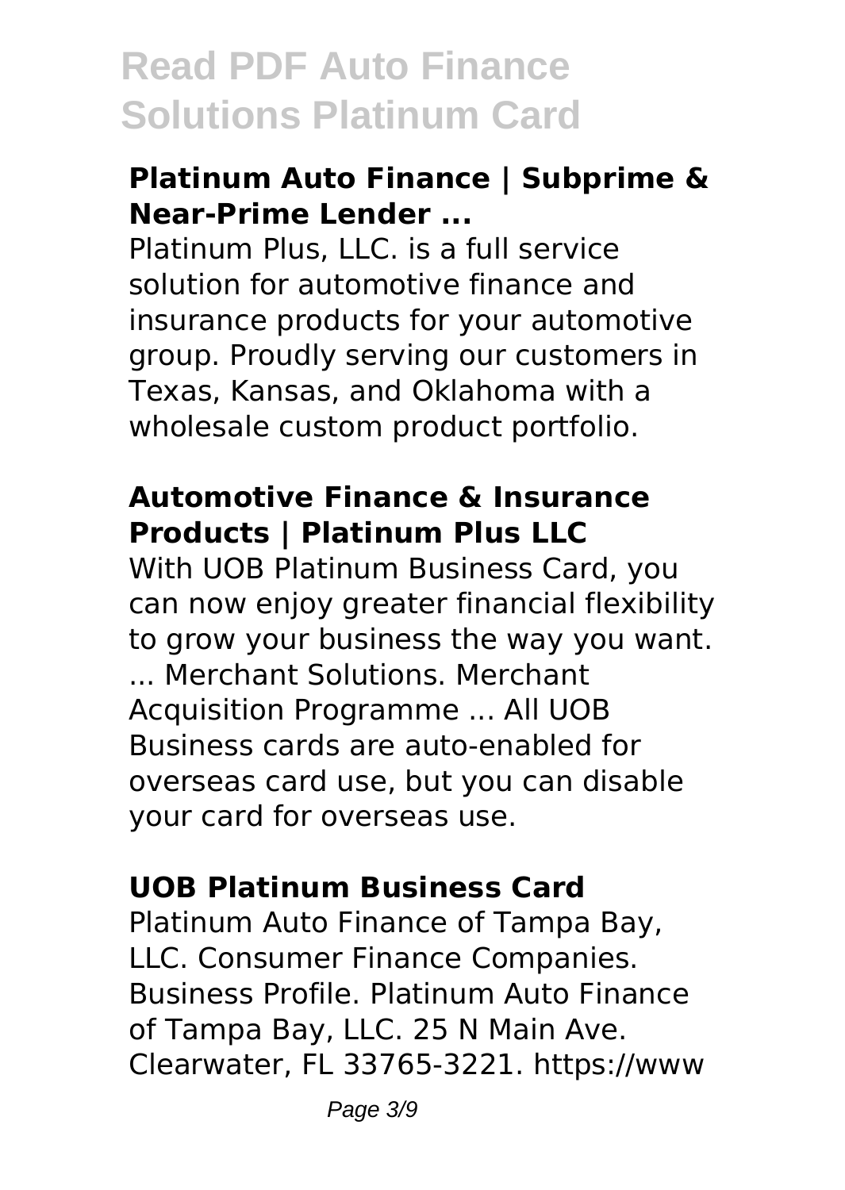## Platinum Auto Finance | Subprime & Near-Prime Lender ...

Platinum Plus, LLC. is a full service solution for automotive finance and insurance products for your automotive group. Proudly serving our customers in Texas, Kansas, and Oklahoma with a wholesale custom product portfolio.

## Automotive Finance & Insurance Products | Platinum Plus LLC

With UOB Platinum Business Card, you can now enjoy greater financial flexibility to grow your business the way you want. ... Merchant Solutions. Merchant Acquisition Programme ... All UOB Business cards are auto-enabled for overseas card use, but you can disable your card for overseas use.

## UOB Platinum Business Card

Platinum Auto Finance of Tampa Bay, LLC. Consumer Finance Companies. Business Profile. Platinum Auto Finance of Tampa Bay, LLC. 25 N Main Ave. Clearwater, FL 33765-3221. https://www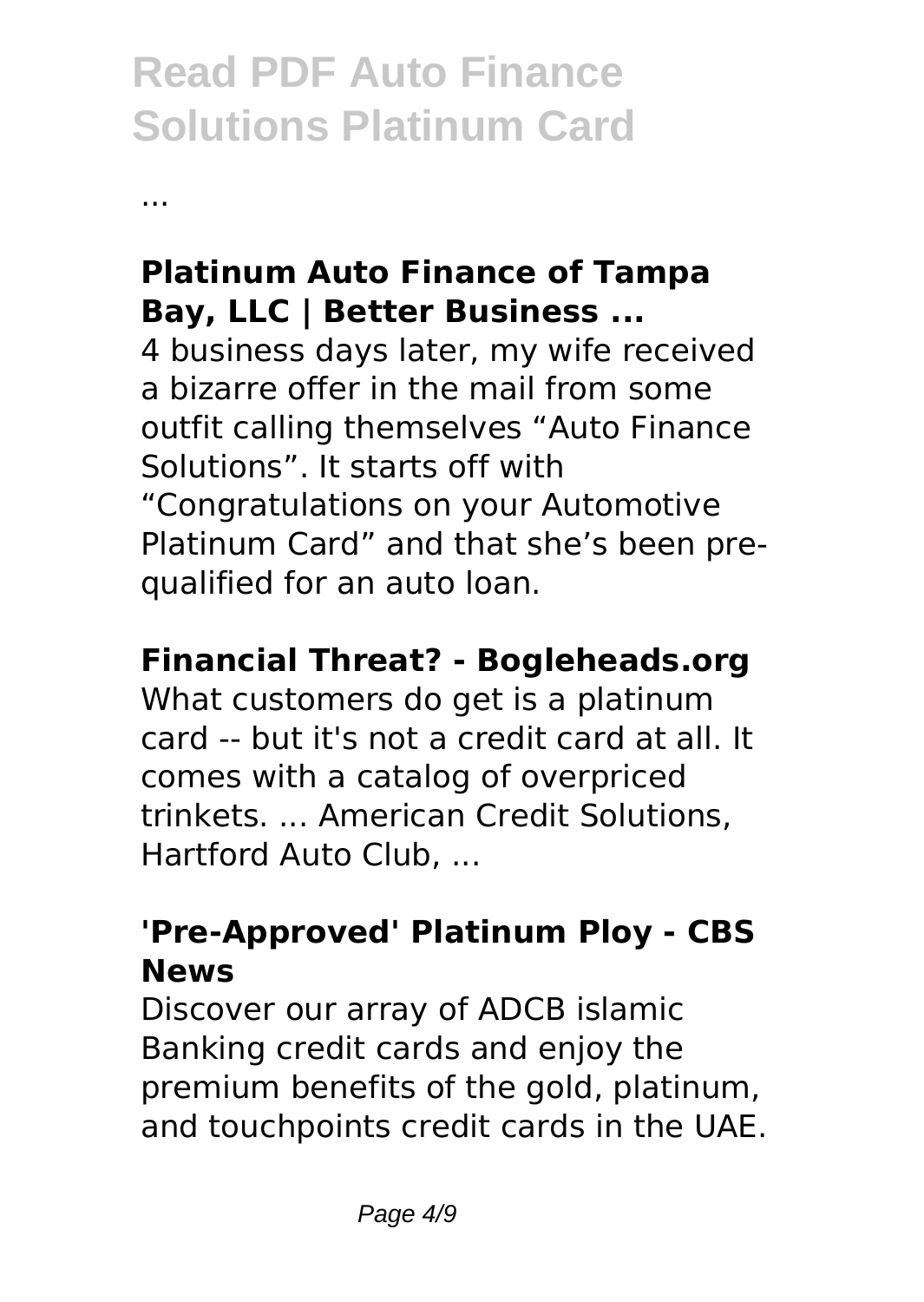...

**Platinum Auto Finance of Tampa Bay, LLC | Better Business ...**

4 business days later, my wife received a bizarre offer in the mail from some outfit calling themselves “Auto Finance Solutions”. It starts off with “Congratulations on your Automotive Platinum Card” and that she’s been pre-qualified for an auto loan.

**Financial Threat? - Bogleheads.org**

What customers do get is a platinum card -- but it's not a credit card at all. It comes with a catalog of overpriced trinkets. ... American Credit Solutions, Hartford Auto Club, ...

**'Pre-Approved' Platinum Ploy - CBS News**

Discover our array of ADCB islamic Banking credit cards and enjoy the premium benefits of the gold, platinum, and touchpoints credit cards in the UAE.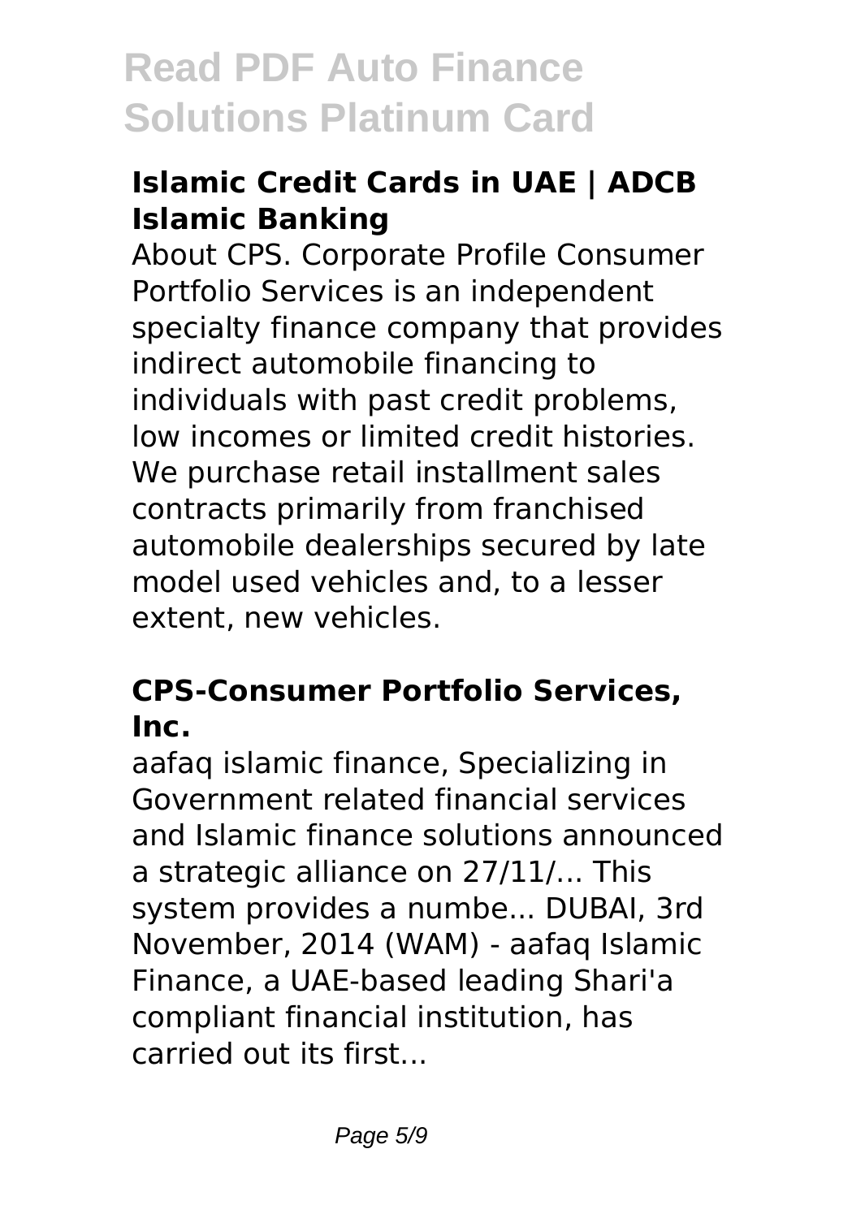### Islamic Credit Cards in UAE | ADCB Islamic Banking

About CPS. Corporate Profile Consumer Portfolio Services is an independent specialty finance company that provides indirect automobile financing to individuals with past credit problems, low incomes or limited credit histories. We purchase retail installment sales contracts primarily from franchised automobile dealerships secured by late model used vehicles and, to a lesser extent, new vehicles.

### CPS-Consumer Portfolio Services, Inc.

aafaq islamic finance, Specializing in Government related financial services and Islamic finance solutions announced a strategic alliance on 27/11/... This system provides a numbe... DUBAI, 3rd November, 2014 (WAM) - aafaq Islamic Finance, a UAE-based leading Shari'a compliant financial institution, has carried out its first...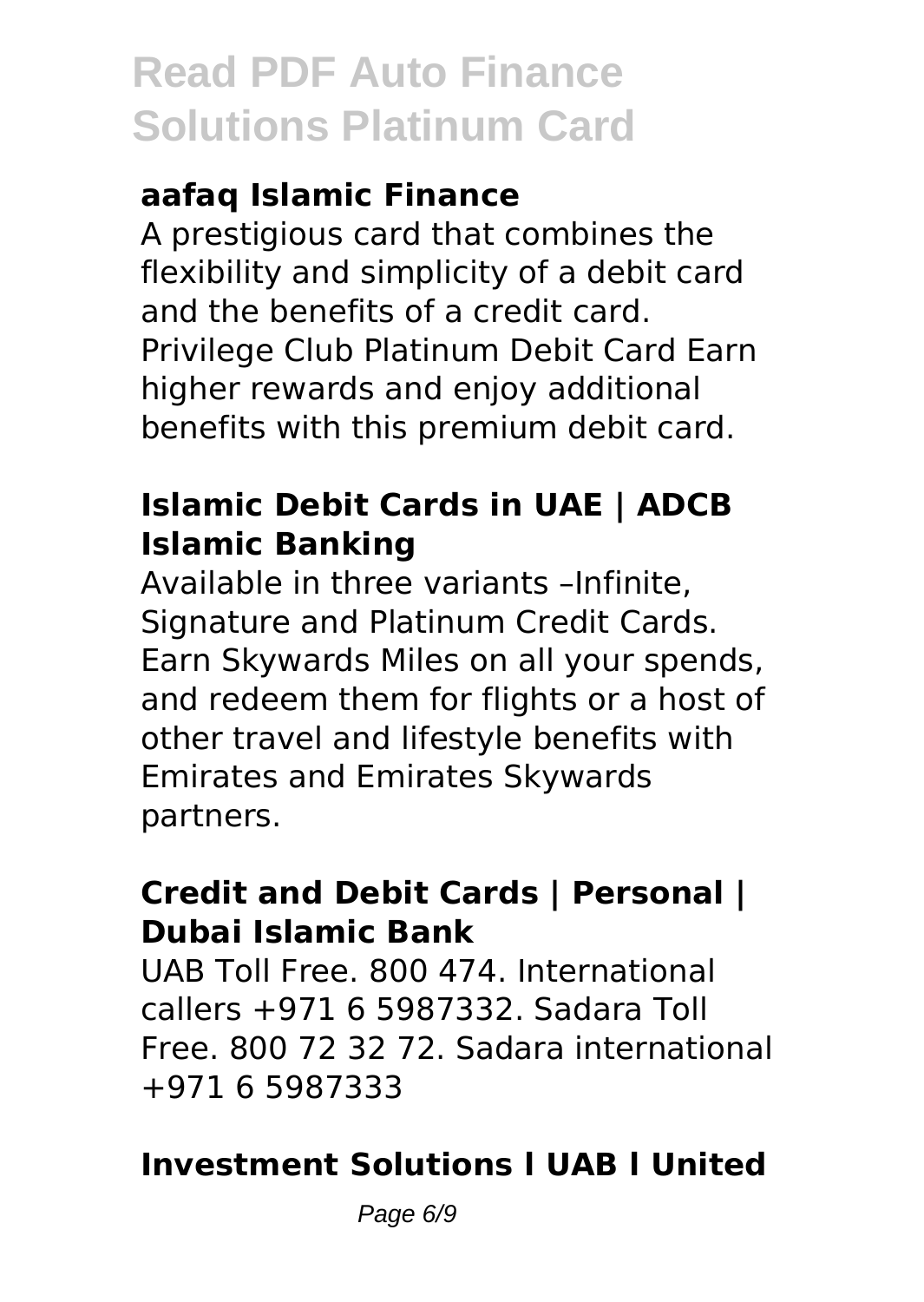### aafaq Islamic Finance

A prestigious card that combines the flexibility and simplicity of a debit card and the benefits of a credit card. Privilege Club Platinum Debit Card Earn higher rewards and enjoy additional benefits with this premium debit card.

### Islamic Debit Cards in UAE | ADCB Islamic Banking

Available in three variants –Infinite, Signature and Platinum Credit Cards. Earn Skywards Miles on all your spends, and redeem them for flights or a host of other travel and lifestyle benefits with Emirates and Emirates Skywards partners.

### Credit and Debit Cards | Personal | Dubai Islamic Bank

UAB Toll Free. 800 474. International callers +971 6 5987332. Sadara Toll Free. 800 72 32 72. Sadara international +971 6 5987333

### Investment Solutions l UAB l United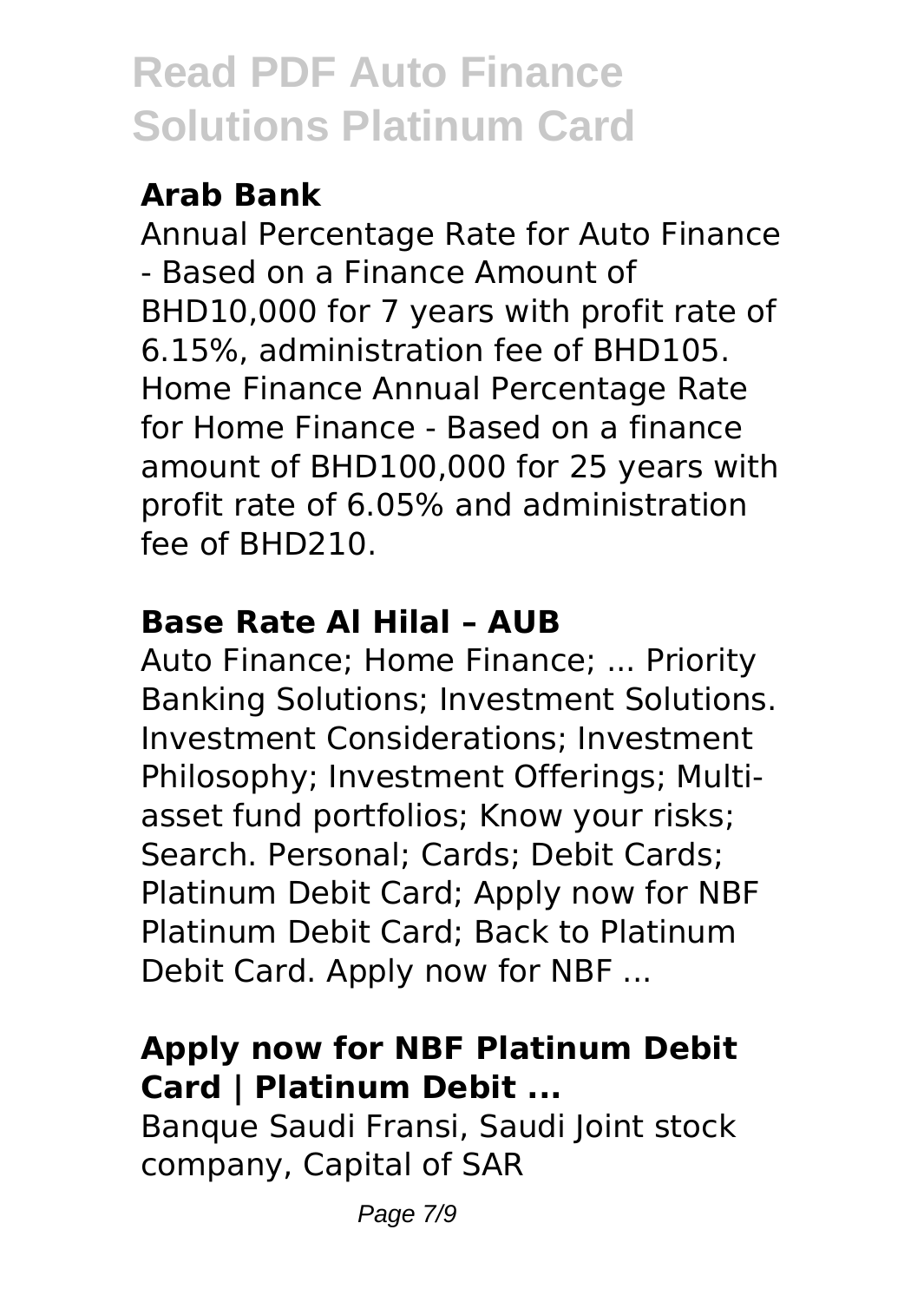### Arab Bank

Annual Percentage Rate for Auto Finance - Based on a Finance Amount of BHD10,000 for 7 years with profit rate of 6.15%, administration fee of BHD105. Home Finance Annual Percentage Rate for Home Finance - Based on a finance amount of BHD100,000 for 25 years with profit rate of 6.05% and administration fee of BHD210.

### Base Rate Al Hilal – AUB

Auto Finance; Home Finance; ... Priority Banking Solutions; Investment Solutions. Investment Considerations; Investment Philosophy; Investment Offerings; Multi-asset fund portfolios; Know your risks; Search. Personal; Cards; Debit Cards; Platinum Debit Card; Apply now for NBF Platinum Debit Card; Back to Platinum Debit Card. Apply now for NBF ...

### Apply now for NBF Platinum Debit Card | Platinum Debit ...

Banque Saudi Fransi, Saudi Joint stock company, Capital of SAR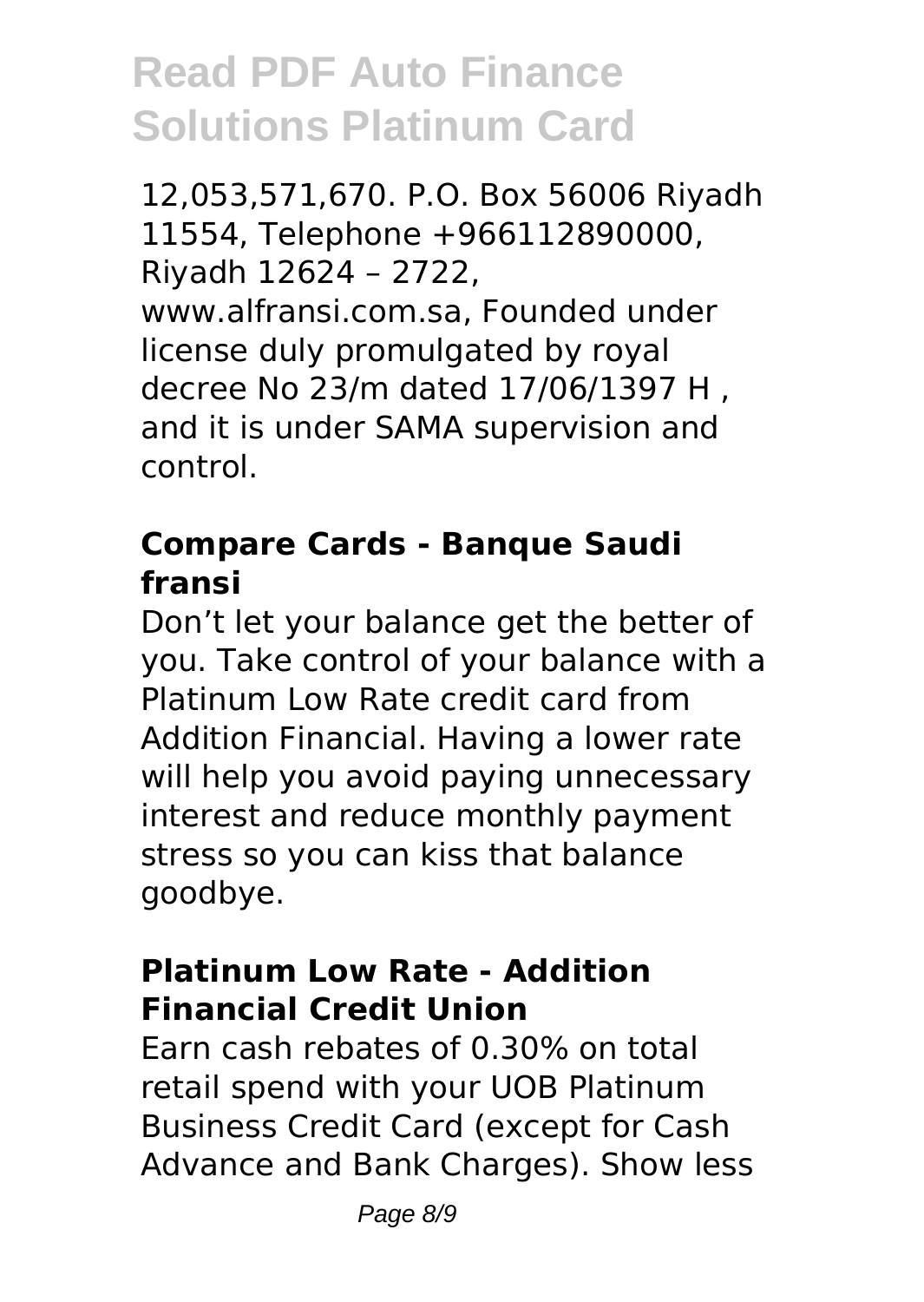12,053,571,670. P.O. Box 56006 Riyadh 11554, Telephone +966112890000, Riyadh 12624 – 2722, www.alfransi.com.sa, Founded under license duly promulgated by royal decree No 23/m dated 17/06/1397 H , and it is under SAMA supervision and control.

### Compare Cards - Banque Saudi fransi

Don't let your balance get the better of you. Take control of your balance with a Platinum Low Rate credit card from Addition Financial. Having a lower rate will help you avoid paying unnecessary interest and reduce monthly payment stress so you can kiss that balance goodbye.

### Platinum Low Rate - Addition Financial Credit Union

Earn cash rebates of 0.30% on total retail spend with your UOB Platinum Business Credit Card (except for Cash Advance and Bank Charges). Show less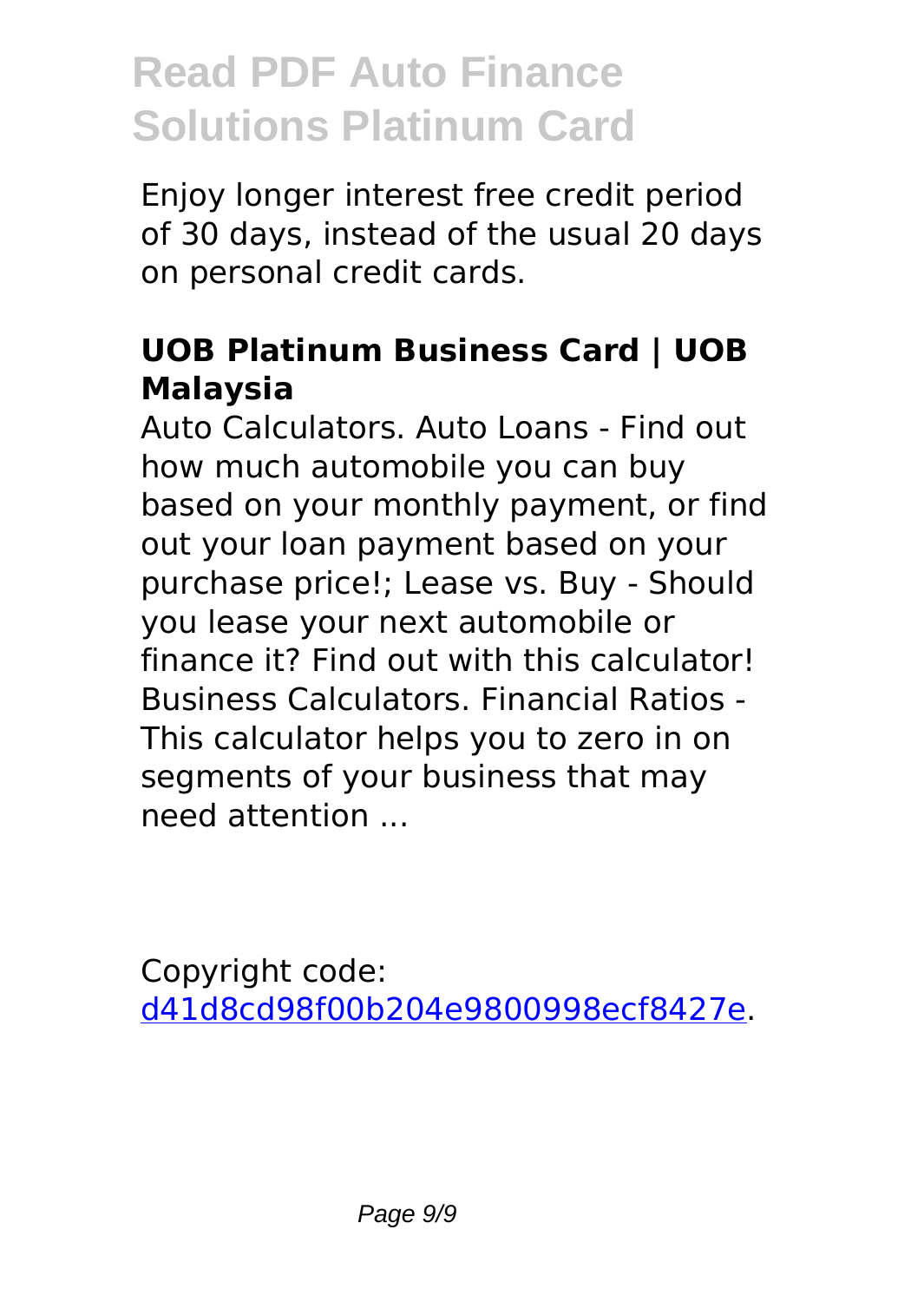Enjoy longer interest free credit period of 30 days, instead of the usual 20 days on personal credit cards.

**UOB Platinum Business Card | UOB Malaysia**

Auto Calculators. Auto Loans - Find out how much automobile you can buy based on your monthly payment, or find out your loan payment based on your purchase price!; Lease vs. Buy - Should you lease your next automobile or finance it? Find out with this calculator! Business Calculators. Financial Ratios - This calculator helps you to zero in on segments of your business that may need attention ...

Copyright code: d41d8cd98f00b204e9800998ecf8427e.